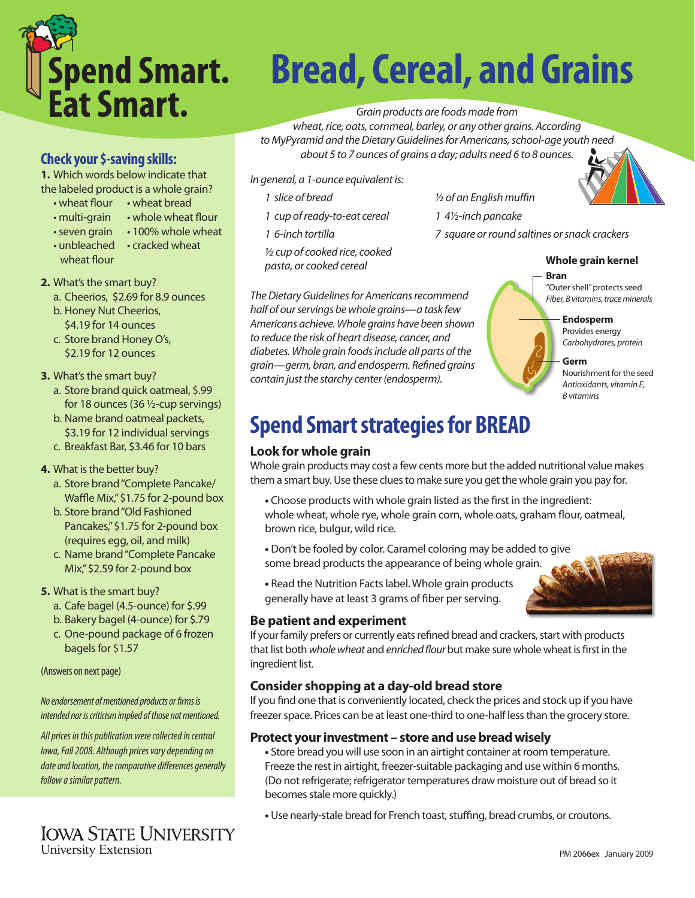# Spend Smart. Eat Smart.

# Bread, Cereal, and Grains

*Grain products are foods made from wheat, rice, oats, cornmeal, barley, or any other grains. According to MyPyramid and the Dietary Guidelines for Americans, school-age youth need about 5 to 7 ounces of grains a day; adults need 6 to 8 ounces.*

*In general, a 1-ounce equivalent is:*

- *1 slice of bread*
- *1 cup of ready-to-eat cereal*
- *1 6-inch tortilla*
- *½ cup of cooked rice, cooked pasta, or cooked cereal*
- *½ of an English muffin*
- *1 4½-inch pancake*
- *7 square or round saltines or snack crackers*

*The Dietary Guidelines for Americans recommend half of our servings be whole grains—a task few Americans achieve. Whole grains have been shown to reduce the risk of heart disease, cancer, and diabetes. Whole grain foods include all parts of the grain—germ, bran, and endosperm. Refined grains contain just the starchy center (endosperm).*

**Whole grain kernel**

- **Bran**
  "Outer shell" protects seed
  *Fiber, B vitamins, trace minerals*
- **Endosperm**
  Provides energy
  *Carbohydrates, protein*
- **Germ**
  Nourishment for the seed
  *Antioxidants, vitamin E, B vitamins*

## Check your $-saving skills:

**1.** Which words below indicate that the labeled product is a whole grain?

- wheat flour
- wheat bread
- multi-grain
- whole wheat flour
- seven grain
- 100% whole wheat
- unbleached wheat flour
- cracked wheat

**2.** What's the smart buy?

a. Cheerios, $2.69 for 8.9 ounces
b. Honey Nut Cheerios, $4.19 for 14 ounces
c. Store brand Honey O's, $2.19 for 12 ounces

**3.** What's the smart buy?

a. Store brand quick oatmeal, $.99 for 18 ounces (36 ½-cup servings)
b. Name brand oatmeal packets, $3.19 for 12 individual servings
c. Breakfast Bar, $3.46 for 10 bars

**4.** What is the better buy?

a. Store brand "Complete Pancake/ Waffle Mix," $1.75 for 2-pound box
b. Store brand "Old Fashioned Pancakes," $1.75 for 2-pound box (requires egg, oil, and milk)
c. Name brand "Complete Pancake Mix," $2.59 for 2-pound box

**5.** What is the smart buy?

a. Cafe bagel (4.5-ounce) for $.99
b. Bakery bagel (4-ounce) for $.79
c. One-pound package of 6 frozen bagels for $1.57

(Answers on next page)

*No endorsement of mentioned products or firms is intended nor is criticism implied of those not mentioned.*

*All prices in this publication were collected in central Iowa, Fall 2008. Although prices vary depending on date and location, the comparative differences generally follow a similar pattern.*

## Spend Smart strategies for BREAD

### Look for whole grain

Whole grain products may cost a few cents more but the added nutritional value makes them a smart buy. Use these clues to make sure you get the whole grain you pay for.

- Choose products with whole grain listed as the first in the ingredient: whole wheat, whole rye, whole grain corn, whole oats, graham flour, oatmeal, brown rice, bulgur, wild rice.
- Don't be fooled by color. Caramel coloring may be added to give some bread products the appearance of being whole grain.
- Read the Nutrition Facts label. Whole grain products generally have at least 3 grams of fiber per serving.

### Be patient and experiment

If your family prefers or currently eats refined bread and crackers, start with products that list both *whole wheat* and *enriched flour* but make sure whole wheat is first in the ingredient list.

### Consider shopping at a day-old bread store

If you find one that is conveniently located, check the prices and stock up if you have freezer space. Prices can be at least one-third to one-half less than the grocery store.

### Protect your investment – store and use bread wisely

- Store bread you will use soon in an airtight container at room temperature. Freeze the rest in airtight, freezer-suitable packaging and use within 6 months. (Do not refrigerate; refrigerator temperatures draw moisture out of bread so it becomes stale more quickly.)
- Use nearly-stale bread for French toast, stuffing, bread crumbs, or croutons.

IOWA STATE UNIVERSITY
University Extension

PM 2066ex January 2009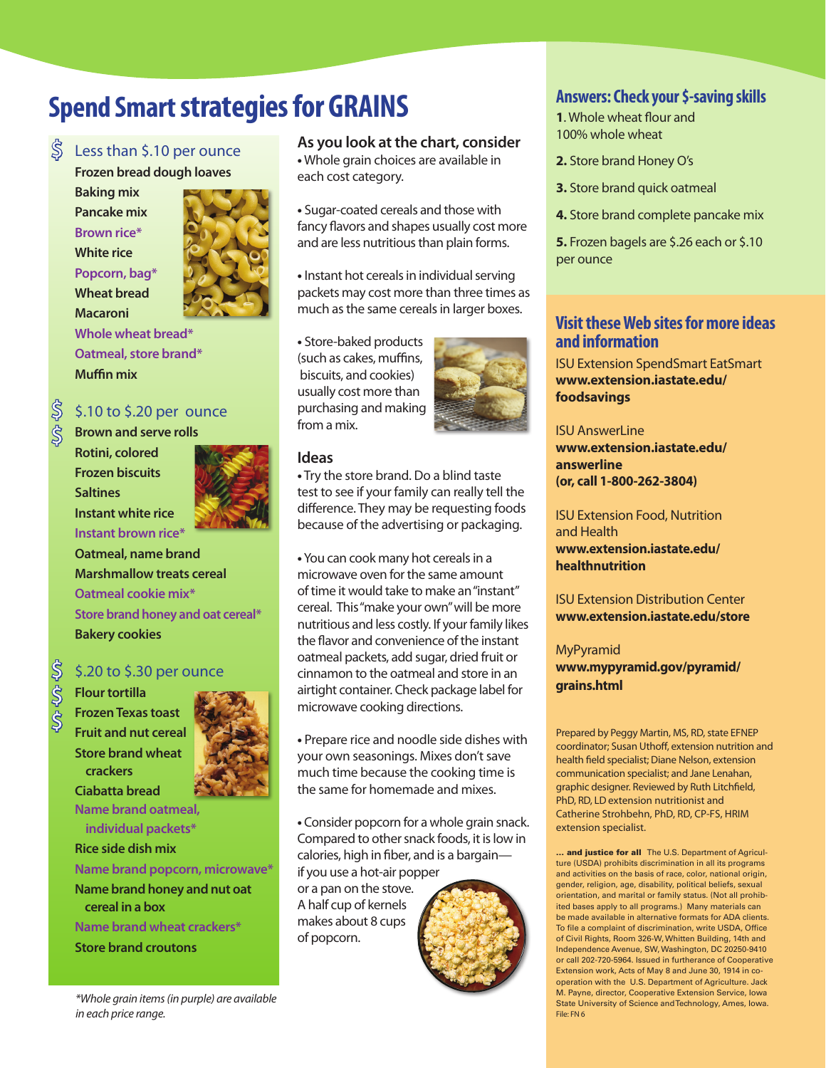# Spend Smart strategies for GRAINS

## $ Less than $.10 per ounce

- Frozen bread dough loaves
- Baking mix
- Pancake mix
- Brown rice*
- White rice
- Popcorn, bag*
- Wheat bread
- Macaroni
- Whole wheat bread*
- Oatmeal, store brand*
- Muffin mix

## $$ $.10 to $.20 per ounce

- Brown and serve rolls
- Rotini, colored
- Frozen biscuits
- Saltines
- Instant white rice
- Instant brown rice*
- Oatmeal, name brand
- Marshmallow treats cereal
- Oatmeal cookie mix*
- Store brand honey and oat cereal*
- Bakery cookies

## $$$ $.20 to $.30 per ounce

- Flour tortilla
- Frozen Texas toast
- Fruit and nut cereal
- Store brand wheat crackers
- Ciabatta bread
- Name brand oatmeal, individual packets*
- Rice side dish mix
- Name brand popcorn, microwave*
- Name brand honey and nut oat cereal in a box
- Name brand wheat crackers*
- Store brand croutons

*\*Whole grain items (in purple) are available in each price range.*

### As you look at the chart, consider

- Whole grain choices are available in each cost category.
- Sugar-coated cereals and those with fancy flavors and shapes usually cost more and are less nutritious than plain forms.
- Instant hot cereals in individual serving packets may cost more than three times as much as the same cereals in larger boxes.
- Store-baked products (such as cakes, muffins, biscuits, and cookies) usually cost more than purchasing and making from a mix.

### Ideas

- Try the store brand. Do a blind taste test to see if your family can really tell the difference. They may be requesting foods because of the advertising or packaging.
- You can cook many hot cereals in a microwave oven for the same amount of time it would take to make an "instant" cereal. This "make your own" will be more nutritious and less costly. If your family likes the flavor and convenience of the instant oatmeal packets, add sugar, dried fruit or cinnamon to the oatmeal and store in an airtight container. Check package label for microwave cooking directions.
- Prepare rice and noodle side dishes with your own seasonings. Mixes don't save much time because the cooking time is the same for homemade and mixes.
- Consider popcorn for a whole grain snack. Compared to other snack foods, it is low in calories, high in fiber, and is a bargain—if you use a hot-air popper or a pan on the stove. A half cup of kernels makes about 8 cups of popcorn.

## Answers: Check your $-saving skills

**1**. Whole wheat flour and 100% whole wheat

**2.** Store brand Honey O's

**3.** Store brand quick oatmeal

**4.** Store brand complete pancake mix

**5.** Frozen bagels are $.26 each or $.10 per ounce

## Visit these Web sites for more ideas and information

ISU Extension SpendSmart EatSmart
**www.extension.iastate.edu/foodsavings**

ISU AnswerLine
**www.extension.iastate.edu/answerline**
**(or, call 1-800-262-3804)**

ISU Extension Food, Nutrition and Health
**www.extension.iastate.edu/healthnutrition**

ISU Extension Distribution Center
**www.extension.iastate.edu/store**

MyPyramid
**www.mypyramid.gov/pyramid/grains.html**

Prepared by Peggy Martin, MS, RD, state EFNEP coordinator; Susan Uthoff, extension nutrition and health field specialist; Diane Nelson, extension communication specialist; and Jane Lenahan, graphic designer. Reviewed by Ruth Litchfield, PhD, RD, LD extension nutritionist and Catherine Strohbehn, PhD, RD, CP-FS, HRIM extension specialist.

**... and justice for all** The U.S. Department of Agriculture (USDA) prohibits discrimination in all its programs and activities on the basis of race, color, national origin, gender, religion, age, disability, political beliefs, sexual orientation, and marital or family status. (Not all prohibited bases apply to all programs.) Many materials can be made available in alternative formats for ADA clients. To file a complaint of discrimination, write USDA, Office of Civil Rights, Room 326-W, Whitten Building, 14th and Independence Avenue, SW, Washington, DC 20250-9410 or call 202-720-5964. Issued in furtherance of Cooperative Extension work, Acts of May 8 and June 30, 1914 in cooperation with the U.S. Department of Agriculture. Jack M. Payne, director, Cooperative Extension Service, Iowa State University of Science and Technology, Ames, Iowa.

File: FN 6